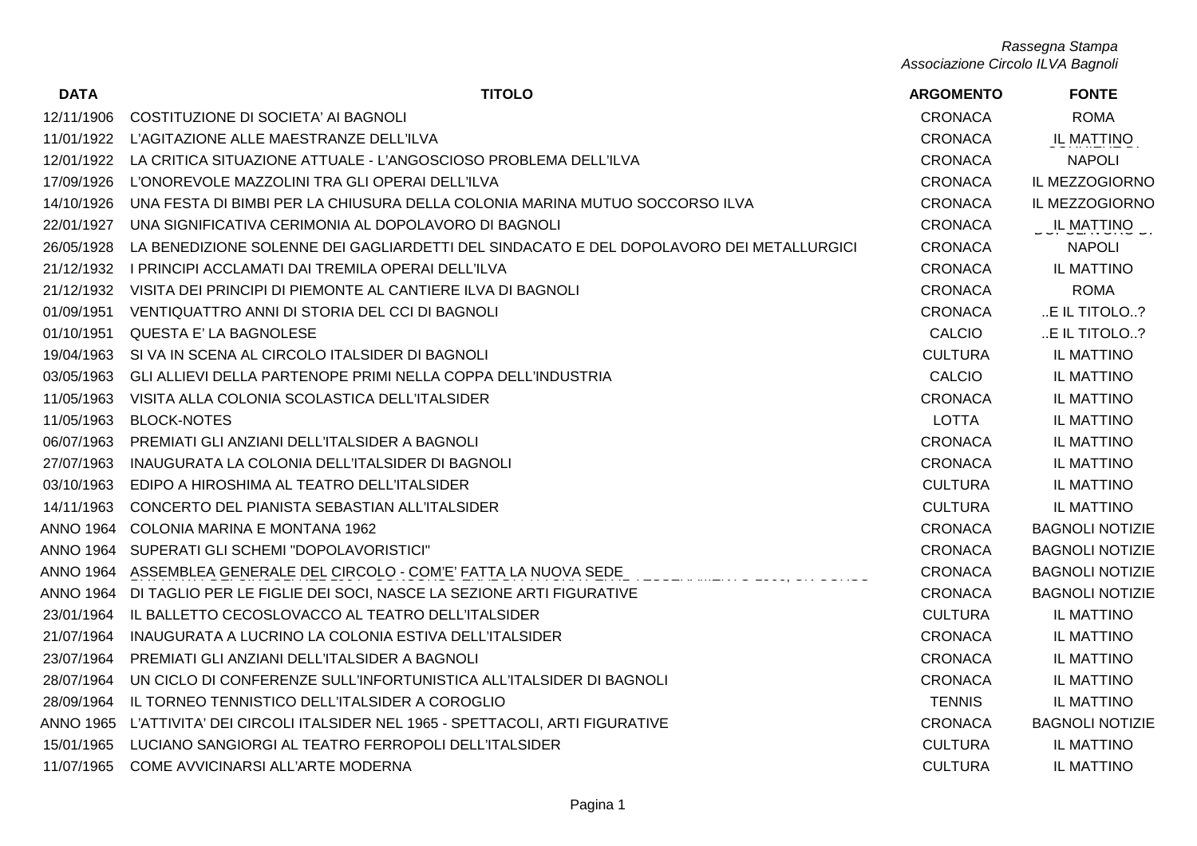*Rassegna Stampa*
*Associazione Circolo ILVA Bagnoli*

| DATA | TITOLO | ARGOMENTO | FONTE |
|---|---|---|---|
| 12/11/1906 | COSTITUZIONE DI SOCIETA' AI BAGNOLI | CRONACA | ROMA |
| 11/01/1922 | L'AGITAZIONE ALLE MAESTRANZE DELL'ILVA | CRONACA | IL MATTINO |
| 12/01/1922 | LA CRITICA SITUAZIONE ATTUALE - L'ANGOSCIOSO PROBLEMA DELL'ILVA | CRONACA | NAPOLI |
| 17/09/1926 | L'ONOREVOLE MAZZOLINI TRA GLI OPERAI DELL'ILVA | CRONACA | IL MEZZOGIORNO |
| 14/10/1926 | UNA FESTA DI BIMBI PER LA CHIUSURA DELLA COLONIA MARINA MUTUO SOCCORSO ILVA | CRONACA | IL MEZZOGIORNO |
| 22/01/1927 | UNA SIGNIFICATIVA CERIMONIA AL DOPOLAVORO DI BAGNOLI | CRONACA | IL MATTINO |
| 26/05/1928 | LA BENEDIZIONE SOLENNE DEI GAGLIARDETTI DEL SINDACATO E DEL DOPOLAVORO DEI METALLURGICI | CRONACA | NAPOLI |
| 21/12/1932 | I PRINCIPI ACCLAMATI DAI TREMILA OPERAI DELL'ILVA | CRONACA | IL MATTINO |
| 21/12/1932 | VISITA DEI PRINCIPI DI PIEMONTE AL CANTIERE ILVA DI BAGNOLI | CRONACA | ROMA |
| 01/09/1951 | VENTIQUATTRO ANNI DI STORIA DEL CCI DI BAGNOLI | CRONACA | ..E IL TITOLO..? |
| 01/10/1951 | QUESTA E' LA BAGNOLESE | CALCIO | ..E IL TITOLO..? |
| 19/04/1963 | SI VA IN SCENA AL CIRCOLO ITALSIDER DI BAGNOLI | CULTURA | IL MATTINO |
| 03/05/1963 | GLI ALLIEVI DELLA PARTENOPE PRIMI NELLA COPPA DELL'INDUSTRIA | CALCIO | IL MATTINO |
| 11/05/1963 | VISITA ALLA COLONIA SCOLASTICA DELL'ITALSIDER | CRONACA | IL MATTINO |
| 11/05/1963 | BLOCK-NOTES | LOTTA | IL MATTINO |
| 06/07/1963 | PREMIATI GLI ANZIANI DELL'ITALSIDER A BAGNOLI | CRONACA | IL MATTINO |
| 27/07/1963 | INAUGURATA LA COLONIA DELL'ITALSIDER DI BAGNOLI | CRONACA | IL MATTINO |
| 03/10/1963 | EDIPO A HIROSHIMA AL TEATRO DELL'ITALSIDER | CULTURA | IL MATTINO |
| 14/11/1963 | CONCERTO DEL PIANISTA SEBASTIAN ALL'ITALSIDER | CULTURA | IL MATTINO |
| ANNO 1964 | COLONIA MARINA E MONTANA 1962 | CRONACA | BAGNOLI NOTIZIE |
| ANNO 1964 | SUPERATI GLI SCHEMI "DOPOLAVORISTICI" | CRONACA | BAGNOLI NOTIZIE |
| ANNO 1964 | ASSEMBLEA GENERALE DEL CIRCOLO - COM'E' FATTA LA NUOVA SEDE | CRONACA | BAGNOLI NOTIZIE |
| ANNO 1964 | DI TAGLIO PER LE FIGLIE DEI SOCI, NASCE LA SEZIONE ARTI FIGURATIVE | CRONACA | BAGNOLI NOTIZIE |
| 23/01/1964 | IL BALLETTO CECOSLOVACCO AL TEATRO DELL'ITALSIDER | CULTURA | IL MATTINO |
| 21/07/1964 | INAUGURATA A LUCRINO LA COLONIA ESTIVA DELL'ITALSIDER | CRONACA | IL MATTINO |
| 23/07/1964 | PREMIATI GLI ANZIANI DELL'ITALSIDER A BAGNOLI | CRONACA | IL MATTINO |
| 28/07/1964 | UN CICLO DI CONFERENZE SULL'INFORTUNISTICA ALL'ITALSIDER DI BAGNOLI | CRONACA | IL MATTINO |
| 28/09/1964 | IL TORNEO TENNISTICO DELL'ITALSIDER A COROGLIO | TENNIS | IL MATTINO |
| ANNO 1965 | L'ATTIVITA' DEI CIRCOLI ITALSIDER NEL 1965 - SPETTACOLI, ARTI FIGURATIVE | CRONACA | BAGNOLI NOTIZIE |
| 15/01/1965 | LUCIANO SANGIORGI AL TEATRO FERROPOLI DELL'ITALSIDER | CULTURA | IL MATTINO |
| 11/07/1965 | COME AVVICINARSI ALL'ARTE MODERNA | CULTURA | IL MATTINO |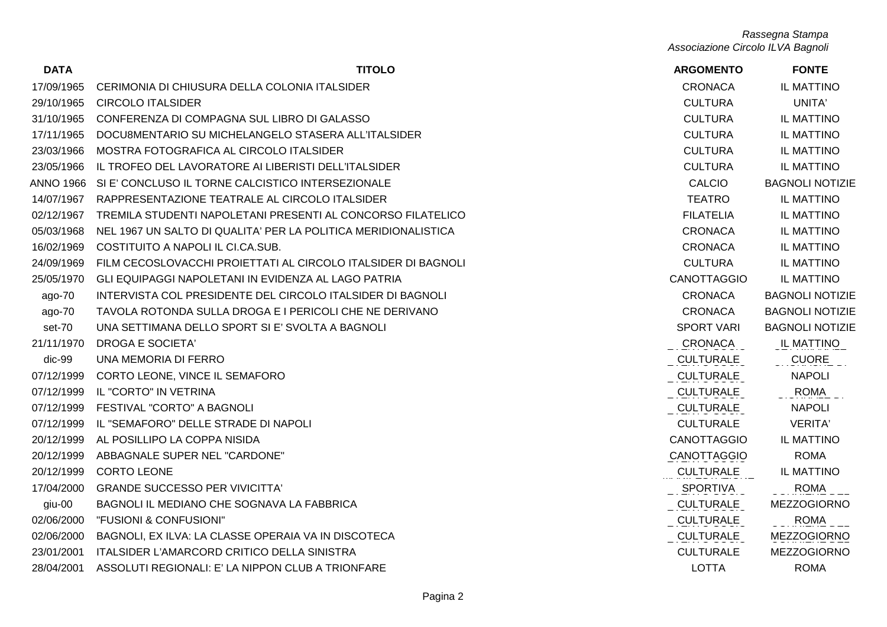*Rassegna Stampa*
*Associazione Circolo ILVA Bagnoli*

| DATA | TITOLO | ARGOMENTO | FONTE |
|---|---|---|---|
| 17/09/1965 | CERIMONIA DI CHIUSURA DELLA COLONIA ITALSIDER | CRONACA | IL MATTINO |
| 29/10/1965 | CIRCOLO ITALSIDER | CULTURA | UNITA' |
| 31/10/1965 | CONFERENZA DI COMPAGNA SUL LIBRO DI GALASSO | CULTURA | IL MATTINO |
| 17/11/1965 | DOCU8MENTARIO SU MICHELANGELO STASERA ALL'ITALSIDER | CULTURA | IL MATTINO |
| 23/03/1966 | MOSTRA FOTOGRAFICA AL CIRCOLO ITALSIDER | CULTURA | IL MATTINO |
| 23/05/1966 | IL TROFEO DEL LAVORATORE AI LIBERISTI DELL'ITALSIDER | CULTURA | IL MATTINO |
| ANNO 1966 | SI E' CONCLUSO IL TORNE CALCISTICO INTERSEZIONALE | CALCIO | BAGNOLI NOTIZIE |
| 14/07/1967 | RAPPRESENTAZIONE TEATRALE AL CIRCOLO ITALSIDER | TEATRO | IL MATTINO |
| 02/12/1967 | TREMILA STUDENTI NAPOLETANI PRESENTI AL CONCORSO FILATELICO | FILATELIA | IL MATTINO |
| 05/03/1968 | NEL 1967 UN SALTO DI QUALITA' PER LA POLITICA MERIDIONALISTICA | CRONACA | IL MATTINO |
| 16/02/1969 | COSTITUITO A NAPOLI IL CI.CA.SUB. | CRONACA | IL MATTINO |
| 24/09/1969 | FILM CECOSLOVACCHI PROIETTATI AL CIRCOLO ITALSIDER DI BAGNOLI | CULTURA | IL MATTINO |
| 25/05/1970 | GLI EQUIPAGGI NAPOLETANI IN EVIDENZA AL LAGO PATRIA | CANOTTAGGIO | IL MATTINO |
| ago-70 | INTERVISTA COL PRESIDENTE DEL CIRCOLO ITALSIDER DI BAGNOLI | CRONACA | BAGNOLI NOTIZIE |
| ago-70 | TAVOLA ROTONDA SULLA DROGA E I PERICOLI CHE NE DERIVANO | CRONACA | BAGNOLI NOTIZIE |
| set-70 | UNA SETTIMANA DELLO SPORT SI E' SVOLTA A BAGNOLI | SPORT VARI | BAGNOLI NOTIZIE |
| 21/11/1970 | DROGA E SOCIETA' | CRONACA | IL MATTINO |
| dic-99 | UNA MEMORIA DI FERRO | CULTURALE | CUORE |
| 07/12/1999 | CORTO LEONE, VINCE IL SEMAFORO | CULTURALE | NAPOLI |
| 07/12/1999 | IL "CORTO" IN VETRINA | CULTURALE | ROMA |
| 07/12/1999 | FESTIVAL "CORTO" A BAGNOLI | CULTURALE | NAPOLI |
| 07/12/1999 | IL "SEMAFORO" DELLE STRADE DI NAPOLI | CULTURALE | VERITA' |
| 20/12/1999 | AL POSILLIPO LA COPPA NISIDA | CANOTTAGGIO | IL MATTINO |
| 20/12/1999 | ABBAGNALE SUPER NEL "CARDONE" | CANOTTAGGIO | ROMA |
| 20/12/1999 | CORTO LEONE | CULTURALE | IL MATTINO |
| 17/04/2000 | GRANDE SUCCESSO PER VIVICITTA' | SPORTIVA | ROMA |
| giu-00 | BAGNOLI IL MEDIANO CHE SOGNAVA LA FABBRICA | CULTURALE | MEZZOGIORNO |
| 02/06/2000 | "FUSIONI & CONFUSIONI" | CULTURALE | ROMA |
| 02/06/2000 | BAGNOLI, EX ILVA: LA CLASSE OPERAIA VA IN DISCOTECA | CULTURALE | MEZZOGIORNO |
| 23/01/2001 | ITALSIDER L'AMARCORD CRITICO DELLA SINISTRA | CULTURALE | MEZZOGIORNO |
| 28/04/2001 | ASSOLUTI REGIONALI: E' LA NIPPON CLUB A TRIONFARE | LOTTA | ROMA |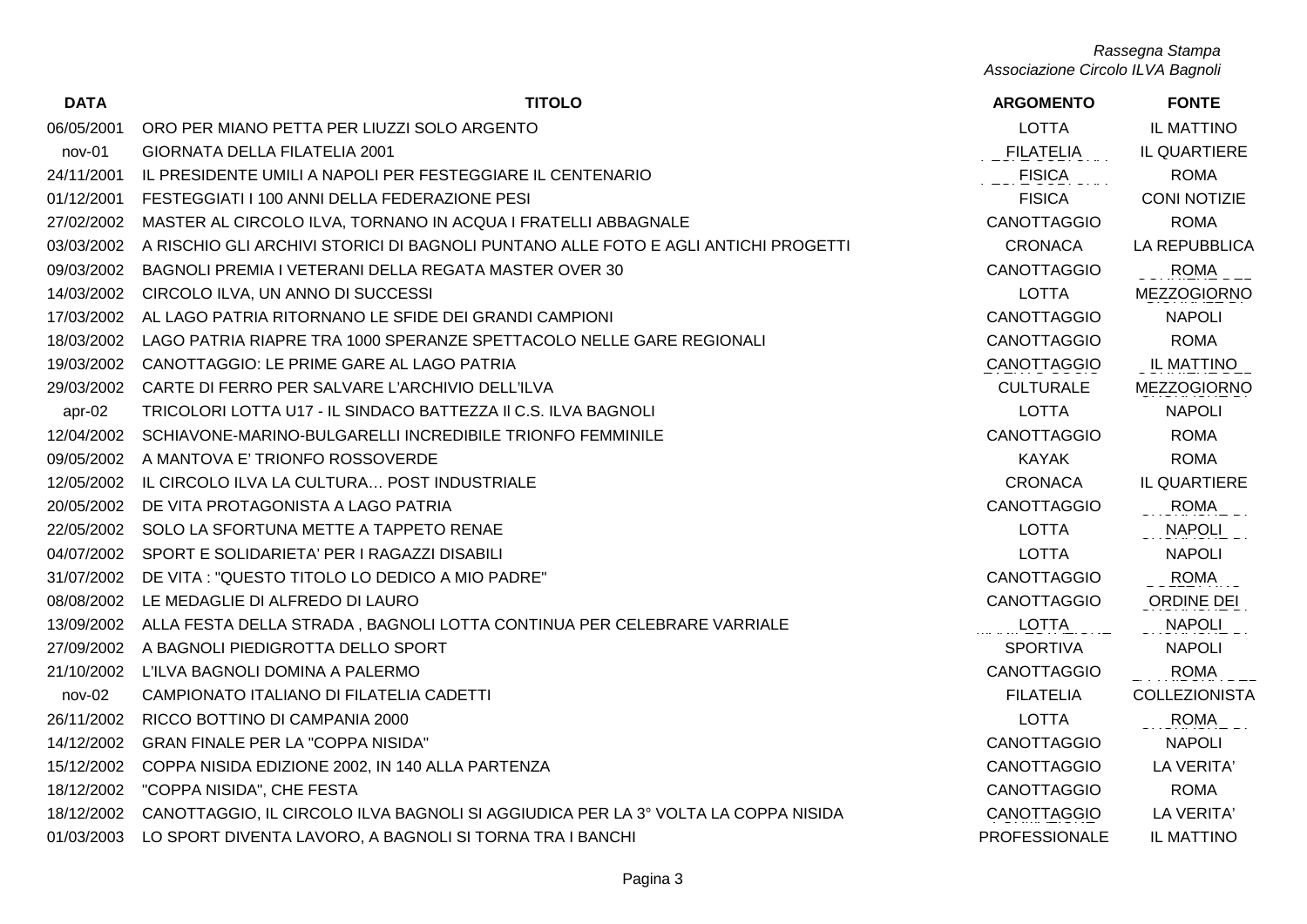*Rassegna Stampa*
*Associazione Circolo ILVA Bagnoli*

| DATA | TITOLO | ARGOMENTO | FONTE |
|---|---|---|---|
| 06/05/2001 | ORO PER MIANO PETTA PER LIUZZI SOLO ARGENTO | LOTTA | IL MATTINO |
| nov-01 | GIORNATA DELLA FILATELIA 2001 | FILATELIA | IL QUARTIERE |
| 24/11/2001 | IL PRESIDENTE UMILI A NAPOLI PER FESTEGGIARE IL CENTENARIO | FISICA | ROMA |
| 01/12/2001 | FESTEGGIATI I 100 ANNI DELLA FEDERAZIONE PESI | FISICA | CONI NOTIZIE |
| 27/02/2002 | MASTER AL CIRCOLO ILVA, TORNANO IN ACQUA I FRATELLI ABBAGNALE | CANOTTAGGIO | ROMA |
| 03/03/2002 | A RISCHIO GLI ARCHIVI STORICI DI BAGNOLI PUNTANO ALLE FOTO E AGLI ANTICHI PROGETTI | CRONACA | LA REPUBBLICA |
| 09/03/2002 | BAGNOLI PREMIA I VETERANI DELLA REGATA MASTER OVER 30 | CANOTTAGGIO | ROMA |
| 14/03/2002 | CIRCOLO ILVA, UN ANNO DI SUCCESSI | LOTTA | MEZZOGIORNO |
| 17/03/2002 | AL LAGO PATRIA RITORNANO LE SFIDE DEI GRANDI CAMPIONI | CANOTTAGGIO | NAPOLI |
| 18/03/2002 | LAGO PATRIA RIAPRE TRA 1000 SPERANZE SPETTACOLO NELLE GARE REGIONALI | CANOTTAGGIO | ROMA |
| 19/03/2002 | CANOTTAGGIO: LE PRIME GARE AL LAGO PATRIA | CANOTTAGGIO | IL MATTINO |
| 29/03/2002 | CARTE DI FERRO PER SALVARE L'ARCHIVIO DELL'ILVA | CULTURALE | MEZZOGIORNO |
| apr-02 | TRICOLORI LOTTA U17 - IL SINDACO BATTEZZA Il C.S. ILVA BAGNOLI | LOTTA | NAPOLI |
| 12/04/2002 | SCHIAVONE-MARINO-BULGARELLI INCREDIBILE TRIONFO FEMMINILE | CANOTTAGGIO | ROMA |
| 09/05/2002 | A MANTOVA E' TRIONFO ROSSOVERDE | KAYAK | ROMA |
| 12/05/2002 | IL CIRCOLO ILVA LA CULTURA… POST INDUSTRIALE | CRONACA | IL QUARTIERE |
| 20/05/2002 | DE VITA PROTAGONISTA A LAGO PATRIA | CANOTTAGGIO | ROMA |
| 22/05/2002 | SOLO LA SFORTUNA METTE A TAPPETO RENAE | LOTTA | NAPOLI |
| 04/07/2002 | SPORT E SOLIDARIETA' PER I RAGAZZI DISABILI | LOTTA | NAPOLI |
| 31/07/2002 | DE VITA : "QUESTO TITOLO LO DEDICO A MIO PADRE" | CANOTTAGGIO | ROMA |
| 08/08/2002 | LE MEDAGLIE DI ALFREDO DI LAURO | CANOTTAGGIO | ORDINE DEI |
| 13/09/2002 | ALLA FESTA DELLA STRADA , BAGNOLI LOTTA CONTINUA PER CELEBRARE VARRIALE | LOTTA | NAPOLI |
| 27/09/2002 | A BAGNOLI PIEDIGROTTA DELLO SPORT | SPORTIVA | NAPOLI |
| 21/10/2002 | L'ILVA BAGNOLI DOMINA A PALERMO | CANOTTAGGIO | ROMA |
| nov-02 | CAMPIONATO ITALIANO DI FILATELIA CADETTI | FILATELIA | COLLEZIONISTA |
| 26/11/2002 | RICCO BOTTINO DI CAMPANIA 2000 | LOTTA | ROMA |
| 14/12/2002 | GRAN FINALE PER LA "COPPA NISIDA" | CANOTTAGGIO | NAPOLI |
| 15/12/2002 | COPPA NISIDA EDIZIONE 2002, IN 140 ALLA PARTENZA | CANOTTAGGIO | LA VERITA' |
| 18/12/2002 | "COPPA NISIDA", CHE FESTA | CANOTTAGGIO | ROMA |
| 18/12/2002 | CANOTTAGGIO, IL CIRCOLO ILVA BAGNOLI SI AGGIUDICA PER LA 3° VOLTA LA COPPA NISIDA | CANOTTAGGIO | LA VERITA' |
| 01/03/2003 | LO SPORT DIVENTA LAVORO, A BAGNOLI SI TORNA TRA I BANCHI | PROFESSIONALE | IL MATTINO |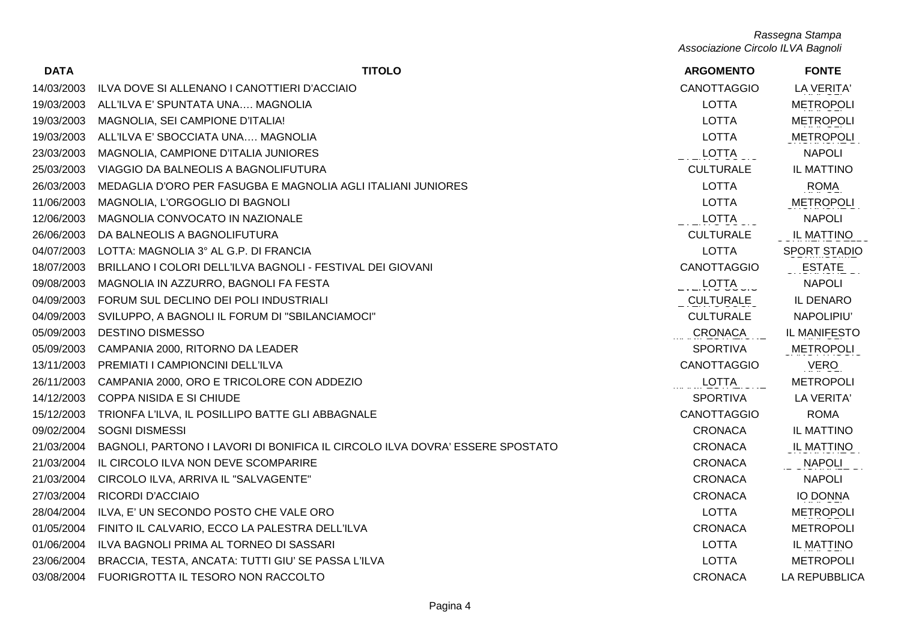*Rassegna Stampa*
*Associazione Circolo ILVA Bagnoli*

| DATA | TITOLO | ARGOMENTO | FONTE |
|---|---|---|---|
| 14/03/2003 | ILVA DOVE SI ALLENANO I CANOTTIERI D'ACCIAIO | CANOTTAGGIO | LA VERITA' |
| 19/03/2003 | ALL'ILVA E' SPUNTATA UNA…. MAGNOLIA | LOTTA | METROPOLI |
| 19/03/2003 | MAGNOLIA, SEI CAMPIONE D'ITALIA! | LOTTA | METROPOLI |
| 19/03/2003 | ALL'ILVA E' SBOCCIATA UNA…. MAGNOLIA | LOTTA | METROPOLI |
| 23/03/2003 | MAGNOLIA, CAMPIONE D'ITALIA JUNIORES | LOTTA | NAPOLI |
| 25/03/2003 | VIAGGIO DA BALNEOLIS A BAGNOLIFUTURA | CULTURALE | IL MATTINO |
| 26/03/2003 | MEDAGLIA D'ORO PER FASUGBA E MAGNOLIA AGLI ITALIANI JUNIORES | LOTTA | ROMA |
| 11/06/2003 | MAGNOLIA, L'ORGOGLIO DI BAGNOLI | LOTTA | METROPOLI |
| 12/06/2003 | MAGNOLIA CONVOCATO IN NAZIONALE | LOTTA | NAPOLI |
| 26/06/2003 | DA BALNEOLIS A BAGNOLIFUTURA | CULTURALE | IL MATTINO |
| 04/07/2003 | LOTTA: MAGNOLIA 3° AL G.P. DI FRANCIA | LOTTA | SPORT STADIO |
| 18/07/2003 | BRILLANO I COLORI DELL'ILVA BAGNOLI - FESTIVAL DEI GIOVANI | CANOTTAGGIO | ESTATE |
| 09/08/2003 | MAGNOLIA IN AZZURRO, BAGNOLI FA FESTA | LOTTA | NAPOLI |
| 04/09/2003 | FORUM SUL DECLINO DEI POLI INDUSTRIALI | CULTURALE | IL DENARO |
| 04/09/2003 | SVILUPPO, A BAGNOLI IL FORUM DI "SBILANCIAMOCI" | CULTURALE | NAPOLIPIU' |
| 05/09/2003 | DESTINO DISMESSO | CRONACA | IL MANIFESTO |
| 05/09/2003 | CAMPANIA 2000, RITORNO DA LEADER | SPORTIVA | METROPOLI |
| 13/11/2003 | PREMIATI I CAMPIONCINI DELL'ILVA | CANOTTAGGIO | VERO |
| 26/11/2003 | CAMPANIA 2000, ORO E TRICOLORE CON ADDEZIO | LOTTA | METROPOLI |
| 14/12/2003 | COPPA NISIDA E SI CHIUDE | SPORTIVA | LA VERITA' |
| 15/12/2003 | TRIONFA L'ILVA, IL POSILLIPO BATTE GLI ABBAGNALE | CANOTTAGGIO | ROMA |
| 09/02/2004 | SOGNI DISMESSI | CRONACA | IL MATTINO |
| 21/03/2004 | BAGNOLI, PARTONO I LAVORI DI BONIFICA IL CIRCOLO ILVA DOVRA' ESSERE SPOSTATO | CRONACA | IL MATTINO |
| 21/03/2004 | IL CIRCOLO ILVA NON DEVE SCOMPARIRE | CRONACA | NAPOLI |
| 21/03/2004 | CIRCOLO ILVA, ARRIVA IL "SALVAGENTE" | CRONACA | NAPOLI |
| 27/03/2004 | RICORDI D'ACCIAIO | CRONACA | IO DONNA |
| 28/04/2004 | ILVA, E' UN SECONDO POSTO CHE VALE ORO | LOTTA | METROPOLI |
| 01/05/2004 | FINITO IL CALVARIO, ECCO LA PALESTRA DELL'ILVA | CRONACA | METROPOLI |
| 01/06/2004 | ILVA BAGNOLI PRIMA AL TORNEO DI SASSARI | LOTTA | IL MATTINO |
| 23/06/2004 | BRACCIA, TESTA, ANCATA: TUTTI GIU' SE PASSA L'ILVA | LOTTA | METROPOLI |
| 03/08/2004 | FUORIGROTTA IL TESORO NON RACCOLTO | CRONACA | LA REPUBBLICA |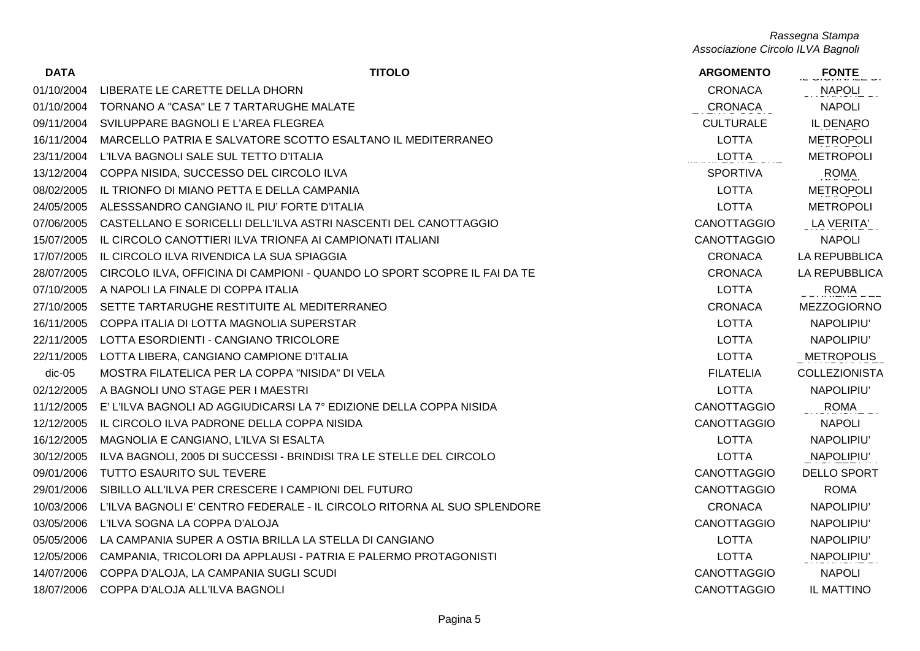*Rassegna Stampa*
*Associazione Circolo ILVA Bagnoli*

| DATA | TITOLO | ARGOMENTO | FONTE |
|---|---|---|---|
| 01/10/2004 | LIBERATE LE CARETTE DELLA DHORN | CRONACA | NAPOLI |
| 01/10/2004 | TORNANO A "CASA" LE 7 TARTARUGHE MALATE | CRONACA | NAPOLI |
| 09/11/2004 | SVILUPPARE BAGNOLI E L'AREA FLEGREA | CULTURALE | IL DENARO |
| 16/11/2004 | MARCELLO PATRIA E SALVATORE SCOTTO ESALTANO IL MEDITERRANEO | LOTTA | METROPOLI |
| 23/11/2004 | L'ILVA BAGNOLI SALE SUL TETTO D'ITALIA | LOTTA | METROPOLI |
| 13/12/2004 | COPPA NISIDA, SUCCESSO DEL CIRCOLO ILVA | SPORTIVA | ROMA |
| 08/02/2005 | IL TRIONFO DI MIANO PETTA E DELLA CAMPANIA | LOTTA | METROPOLI |
| 24/05/2005 | ALESSSANDRO CANGIANO IL PIU' FORTE D'ITALIA | LOTTA | METROPOLI |
| 07/06/2005 | CASTELLANO E SORICELLI DELL'ILVA ASTRI NASCENTI DEL CANOTTAGGIO | CANOTTAGGIO | LA VERITA' |
| 15/07/2005 | IL CIRCOLO CANOTTIERI ILVA TRIONFA AI CAMPIONATI ITALIANI | CANOTTAGGIO | NAPOLI |
| 17/07/2005 | IL CIRCOLO ILVA RIVENDICA LA SUA SPIAGGIA | CRONACA | LA REPUBBLICA |
| 28/07/2005 | CIRCOLO ILVA, OFFICINA DI CAMPIONI - QUANDO LO SPORT SCOPRE IL FAI DA TE | CRONACA | LA REPUBBLICA |
| 07/10/2005 | A NAPOLI LA FINALE DI COPPA ITALIA | LOTTA | ROMA |
| 27/10/2005 | SETTE TARTARUGHE RESTITUITE AL MEDITERRANEO | CRONACA | MEZZOGIORNO |
| 16/11/2005 | COPPA ITALIA DI LOTTA MAGNOLIA SUPERSTAR | LOTTA | NAPOLIPIU' |
| 22/11/2005 | LOTTA ESORDIENTI - CANGIANO TRICOLORE | LOTTA | NAPOLIPIU' |
| 22/11/2005 | LOTTA LIBERA, CANGIANO CAMPIONE D'ITALIA | LOTTA | METROPOLIS |
| dic-05 | MOSTRA FILATELICA PER LA COPPA "NISIDA" DI VELA | FILATELIA | COLLEZIONISTA |
| 02/12/2005 | A BAGNOLI UNO STAGE PER I MAESTRI | LOTTA | NAPOLIPIU' |
| 11/12/2005 | E' L'ILVA BAGNOLI AD AGGIUDICARSI LA 7° EDIZIONE DELLA COPPA NISIDA | CANOTTAGGIO | ROMA |
| 12/12/2005 | IL CIRCOLO ILVA PADRONE DELLA COPPA NISIDA | CANOTTAGGIO | NAPOLI |
| 16/12/2005 | MAGNOLIA E CANGIANO, L'ILVA SI ESALTA | LOTTA | NAPOLIPIU' |
| 30/12/2005 | ILVA BAGNOLI, 2005 DI SUCCESSI - BRINDISI TRA LE STELLE DEL CIRCOLO | LOTTA | NAPOLIPIU' |
| 09/01/2006 | TUTTO ESAURITO SUL TEVERE | CANOTTAGGIO | DELLO SPORT |
| 29/01/2006 | SIBILLO ALL'ILVA PER CRESCERE I CAMPIONI DEL FUTURO | CANOTTAGGIO | ROMA |
| 10/03/2006 | L'ILVA BAGNOLI E' CENTRO FEDERALE - IL CIRCOLO RITORNA AL SUO SPLENDORE | CRONACA | NAPOLIPIU' |
| 03/05/2006 | L'ILVA SOGNA LA COPPA D'ALOJA | CANOTTAGGIO | NAPOLIPIU' |
| 05/05/2006 | LA CAMPANIA SUPER A OSTIA BRILLA LA STELLA DI CANGIANO | LOTTA | NAPOLIPIU' |
| 12/05/2006 | CAMPANIA, TRICOLORI DA APPLAUSI - PATRIA E PALERMO PROTAGONISTI | LOTTA | NAPOLIPIU' |
| 14/07/2006 | COPPA D'ALOJA, LA CAMPANIA SUGLI SCUDI | CANOTTAGGIO | NAPOLI |
| 18/07/2006 | COPPA D'ALOJA ALL'ILVA BAGNOLI | CANOTTAGGIO | IL MATTINO |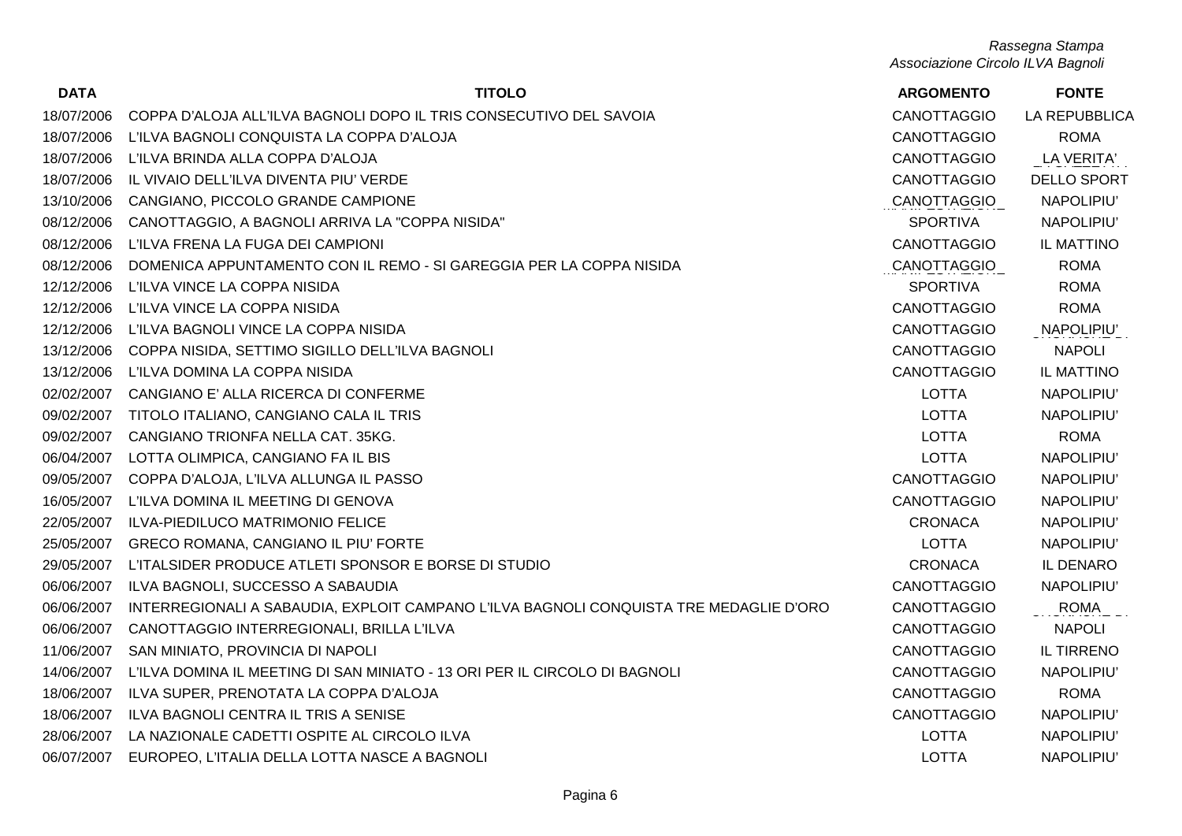| DATA | TITOLO | ARGOMENTO | FONTE |
|---|---|---|---|
| 18/07/2006 | COPPA D'ALOJA ALL'ILVA BAGNOLI DOPO IL TRIS CONSECUTIVO DEL SAVOIA | CANOTTAGGIO | LA REPUBBLICA |
| 18/07/2006 | L'ILVA BAGNOLI CONQUISTA LA COPPA D'ALOJA | CANOTTAGGIO | ROMA |
| 18/07/2006 | L'ILVA BRINDA ALLA COPPA D'ALOJA | CANOTTAGGIO | LA VERITA' |
| 18/07/2006 | IL VIVAIO DELL'ILVA DIVENTA PIU' VERDE | CANOTTAGGIO | DELLO SPORT |
| 13/10/2006 | CANGIANO, PICCOLO GRANDE CAMPIONE | CANOTTAGGIO | NAPOLIPIU' |
| 08/12/2006 | CANOTTAGGIO, A BAGNOLI ARRIVA LA "COPPA NISIDA" | SPORTIVA | NAPOLIPIU' |
| 08/12/2006 | L'ILVA FRENA LA FUGA DEI CAMPIONI | CANOTTAGGIO | IL MATTINO |
| 08/12/2006 | DOMENICA APPUNTAMENTO CON IL REMO - SI GAREGGIA PER LA COPPA NISIDA | CANOTTAGGIO | ROMA |
| 12/12/2006 | L'ILVA VINCE LA COPPA NISIDA | SPORTIVA | ROMA |
| 12/12/2006 | L'ILVA VINCE LA COPPA NISIDA | CANOTTAGGIO | ROMA |
| 12/12/2006 | L'ILVA BAGNOLI VINCE LA COPPA NISIDA | CANOTTAGGIO | NAPOLIPIU' |
| 13/12/2006 | COPPA NISIDA, SETTIMO SIGILLO DELL'ILVA BAGNOLI | CANOTTAGGIO | NAPOLI |
| 13/12/2006 | L'ILVA DOMINA LA COPPA NISIDA | CANOTTAGGIO | IL MATTINO |
| 02/02/2007 | CANGIANO E' ALLA RICERCA DI CONFERME | LOTTA | NAPOLIPIU' |
| 09/02/2007 | TITOLO ITALIANO, CANGIANO CALA IL TRIS | LOTTA | NAPOLIPIU' |
| 09/02/2007 | CANGIANO TRIONFA NELLA CAT. 35KG. | LOTTA | ROMA |
| 06/04/2007 | LOTTA OLIMPICA, CANGIANO FA IL BIS | LOTTA | NAPOLIPIU' |
| 09/05/2007 | COPPA D'ALOJA, L'ILVA ALLUNGA IL PASSO | CANOTTAGGIO | NAPOLIPIU' |
| 16/05/2007 | L'ILVA DOMINA IL MEETING DI GENOVA | CANOTTAGGIO | NAPOLIPIU' |
| 22/05/2007 | ILVA-PIEDILUCO MATRIMONIO FELICE | CRONACA | NAPOLIPIU' |
| 25/05/2007 | GRECO ROMANA, CANGIANO IL PIU' FORTE | LOTTA | NAPOLIPIU' |
| 29/05/2007 | L'ITALSIDER PRODUCE ATLETI SPONSOR E BORSE DI STUDIO | CRONACA | IL DENARO |
| 06/06/2007 | ILVA BAGNOLI, SUCCESSO A SABAUDIA | CANOTTAGGIO | NAPOLIPIU' |
| 06/06/2007 | INTERREGIONALI A SABAUDIA, EXPLOIT CAMPANO L'ILVA BAGNOLI CONQUISTA TRE MEDAGLIE D'ORO | CANOTTAGGIO | ROMA |
| 06/06/2007 | CANOTTAGGIO INTERREGIONALI, BRILLA L'ILVA | CANOTTAGGIO | NAPOLI |
| 11/06/2007 | SAN MINIATO, PROVINCIA DI NAPOLI | CANOTTAGGIO | IL TIRRENO |
| 14/06/2007 | L'ILVA DOMINA IL MEETING DI SAN MINIATO - 13 ORI PER IL CIRCOLO DI BAGNOLI | CANOTTAGGIO | NAPOLIPIU' |
| 18/06/2007 | ILVA SUPER, PRENOTATA LA COPPA D'ALOJA | CANOTTAGGIO | ROMA |
| 18/06/2007 | ILVA BAGNOLI CENTRA IL TRIS A SENISE | CANOTTAGGIO | NAPOLIPIU' |
| 28/06/2007 | LA NAZIONALE CADETTI OSPITE AL CIRCOLO ILVA | LOTTA | NAPOLIPIU' |
| 06/07/2007 | EUROPEO, L'ITALIA DELLA LOTTA NASCE A BAGNOLI | LOTTA | NAPOLIPIU' |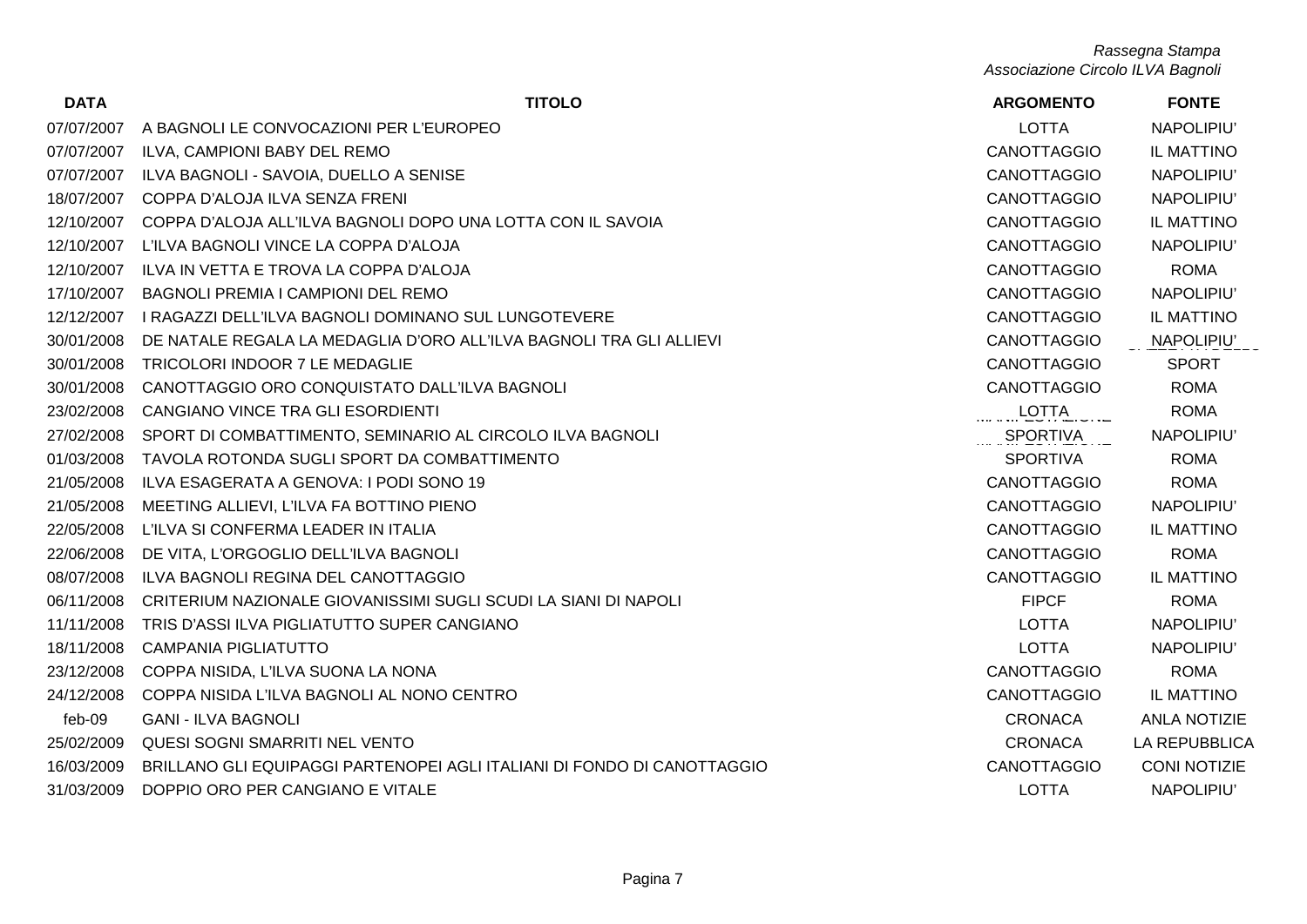*Rassegna Stampa*
*Associazione Circolo ILVA Bagnoli*

| DATA | TITOLO | ARGOMENTO | FONTE |
|---|---|---|---|
| 07/07/2007 | A BAGNOLI LE CONVOCAZIONI PER L'EUROPEO | LOTTA | NAPOLIPIU' |
| 07/07/2007 | ILVA, CAMPIONI BABY DEL REMO | CANOTTAGGIO | IL MATTINO |
| 07/07/2007 | ILVA BAGNOLI - SAVOIA, DUELLO A SENISE | CANOTTAGGIO | NAPOLIPIU' |
| 18/07/2007 | COPPA D'ALOJA ILVA SENZA FRENI | CANOTTAGGIO | NAPOLIPIU' |
| 12/10/2007 | COPPA D'ALOJA ALL'ILVA BAGNOLI DOPO UNA LOTTA CON IL SAVOIA | CANOTTAGGIO | IL MATTINO |
| 12/10/2007 | L'ILVA BAGNOLI VINCE LA COPPA D'ALOJA | CANOTTAGGIO | NAPOLIPIU' |
| 12/10/2007 | ILVA IN VETTA E TROVA LA COPPA D'ALOJA | CANOTTAGGIO | ROMA |
| 17/10/2007 | BAGNOLI PREMIA I CAMPIONI DEL REMO | CANOTTAGGIO | NAPOLIPIU' |
| 12/12/2007 | I RAGAZZI DELL'ILVA BAGNOLI DOMINANO SUL LUNGOTEVERE | CANOTTAGGIO | IL MATTINO |
| 30/01/2008 | DE NATALE REGALA LA MEDAGLIA D'ORO ALL'ILVA BAGNOLI TRA GLI ALLIEVI | CANOTTAGGIO | NAPOLIPIU' |
| 30/01/2008 | TRICOLORI INDOOR 7 LE MEDAGLIE | CANOTTAGGIO | SPORT |
| 30/01/2008 | CANOTTAGGIO ORO CONQUISTATO DALL'ILVA BAGNOLI | CANOTTAGGIO | ROMA |
| 23/02/2008 | CANGIANO VINCE TRA GLI ESORDIENTI | LOTTA | ROMA |
| 27/02/2008 | SPORT DI COMBATTIMENTO, SEMINARIO AL CIRCOLO ILVA BAGNOLI | SPORTIVA | NAPOLIPIU' |
| 01/03/2008 | TAVOLA ROTONDA SUGLI SPORT DA COMBATTIMENTO | SPORTIVA | ROMA |
| 21/05/2008 | ILVA ESAGERATA A GENOVA: I PODI SONO 19 | CANOTTAGGIO | ROMA |
| 21/05/2008 | MEETING ALLIEVI, L'ILVA FA BOTTINO PIENO | CANOTTAGGIO | NAPOLIPIU' |
| 22/05/2008 | L'ILVA SI CONFERMA LEADER IN ITALIA | CANOTTAGGIO | IL MATTINO |
| 22/06/2008 | DE VITA, L'ORGOGLIO DELL'ILVA BAGNOLI | CANOTTAGGIO | ROMA |
| 08/07/2008 | ILVA BAGNOLI REGINA DEL CANOTTAGGIO | CANOTTAGGIO | IL MATTINO |
| 06/11/2008 | CRITERIUM NAZIONALE GIOVANISSIMI SUGLI SCUDI LA SIANI DI NAPOLI | FIPCF | ROMA |
| 11/11/2008 | TRIS D'ASSI ILVA PIGLIATUTTO SUPER CANGIANO | LOTTA | NAPOLIPIU' |
| 18/11/2008 | CAMPANIA PIGLIATUTTO | LOTTA | NAPOLIPIU' |
| 23/12/2008 | COPPA NISIDA, L'ILVA SUONA LA NONA | CANOTTAGGIO | ROMA |
| 24/12/2008 | COPPA NISIDA L'ILVA BAGNOLI AL NONO CENTRO | CANOTTAGGIO | IL MATTINO |
| feb-09 | GANI - ILVA BAGNOLI | CRONACA | ANLA NOTIZIE |
| 25/02/2009 | QUESI SOGNI SMARRITI NEL VENTO | CRONACA | LA REPUBBLICA |
| 16/03/2009 | BRILLANO GLI EQUIPAGGI PARTENOPEI AGLI ITALIANI DI FONDO DI CANOTTAGGIO | CANOTTAGGIO | CONI NOTIZIE |
| 31/03/2009 | DOPPIO ORO PER CANGIANO E VITALE | LOTTA | NAPOLIPIU' |